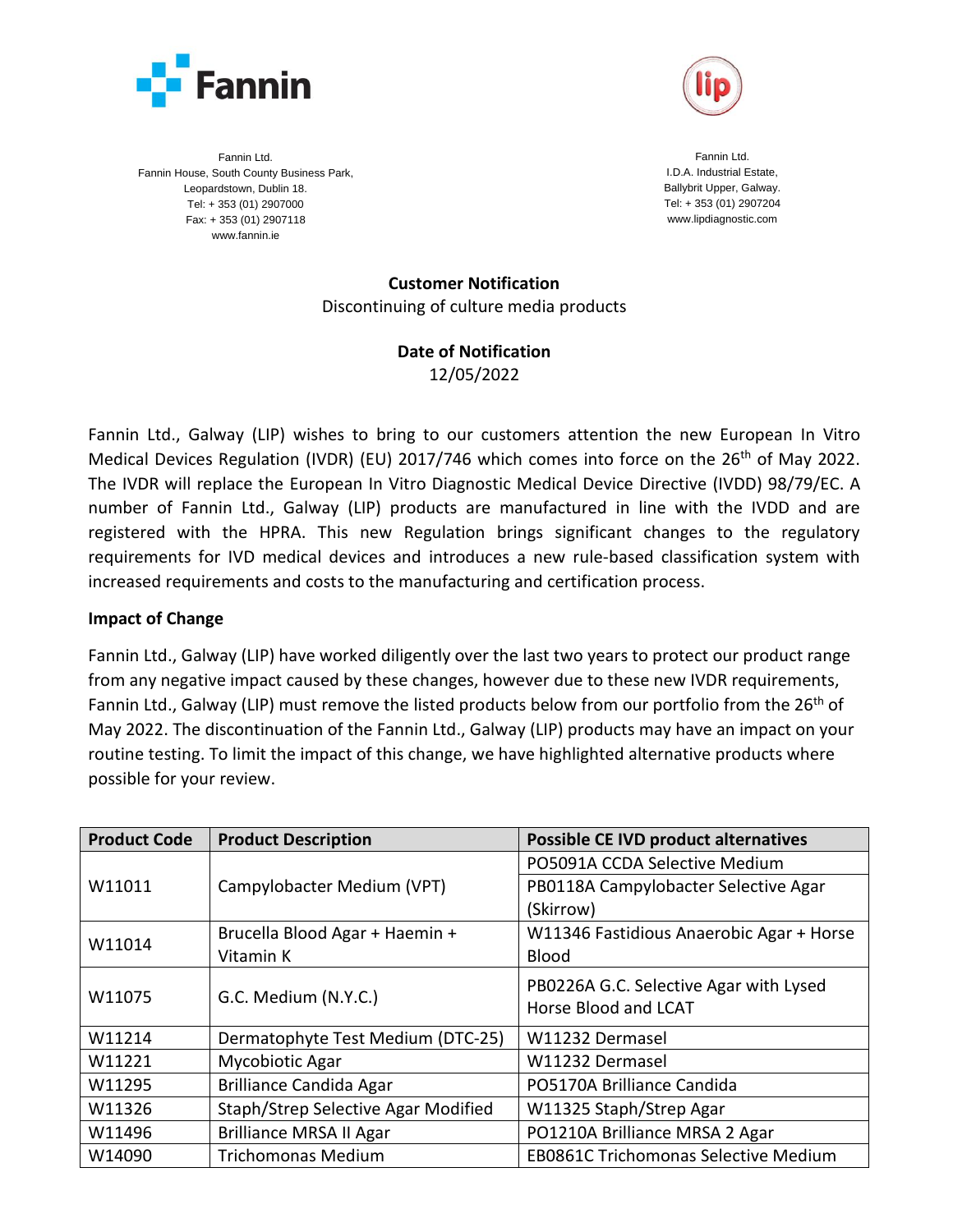**Fannin**

Fannin Ltd.
Fannin House, South County Business Park,
Leopardstown, Dublin 18.
Tel: + 353 (01) 2907000
Fax: + 353 (01) 2907118
www.fannin.ie

**lip**

Fannin Ltd.
I.D.A. Industrial Estate,
Ballybrit Upper, Galway.
Tel: + 353 (01) 2907204
www.lipdiagnostic.com

**Customer Notification**

Discontinuing of culture media products

**Date of Notification**

12/05/2022

Fannin Ltd., Galway (LIP) wishes to bring to our customers attention the new European In Vitro Medical Devices Regulation (IVDR) (EU) 2017/746 which comes into force on the 26th of May 2022. The IVDR will replace the European In Vitro Diagnostic Medical Device Directive (IVDD) 98/79/EC. A number of Fannin Ltd., Galway (LIP) products are manufactured in line with the IVDD and are registered with the HPRA. This new Regulation brings significant changes to the regulatory requirements for IVD medical devices and introduces a new rule-based classification system with increased requirements and costs to the manufacturing and certification process.

**Impact of Change**

Fannin Ltd., Galway (LIP) have worked diligently over the last two years to protect our product range from any negative impact caused by these changes, however due to these new IVDR requirements, Fannin Ltd., Galway (LIP) must remove the listed products below from our portfolio from the 26th of May 2022. The discontinuation of the Fannin Ltd., Galway (LIP) products may have an impact on your routine testing. To limit the impact of this change, we have highlighted alternative products where possible for your review.

| Product Code | Product Description | Possible CE IVD product alternatives |
|---|---|---|
| W11011 | Campylobacter Medium (VPT) | PO5091A CCDA Selective Medium |
| | | PB0118A Campylobacter Selective Agar (Skirrow) |
| W11014 | Brucella Blood Agar + Haemin + Vitamin K | W11346 Fastidious Anaerobic Agar + Horse Blood |
| W11075 | G.C. Medium (N.Y.C.) | PB0226A G.C. Selective Agar with Lysed Horse Blood and LCAT |
| W11214 | Dermatophyte Test Medium (DTC-25) | W11232 Dermasel |
| W11221 | Mycobiotic Agar | W11232 Dermasel |
| W11295 | Brilliance Candida Agar | PO5170A Brilliance Candida |
| W11326 | Staph/Strep Selective Agar Modified | W11325 Staph/Strep Agar |
| W11496 | Brilliance MRSA II Agar | PO1210A Brilliance MRSA 2 Agar |
| W14090 | Trichomonas Medium | EB0861C Trichomonas Selective Medium |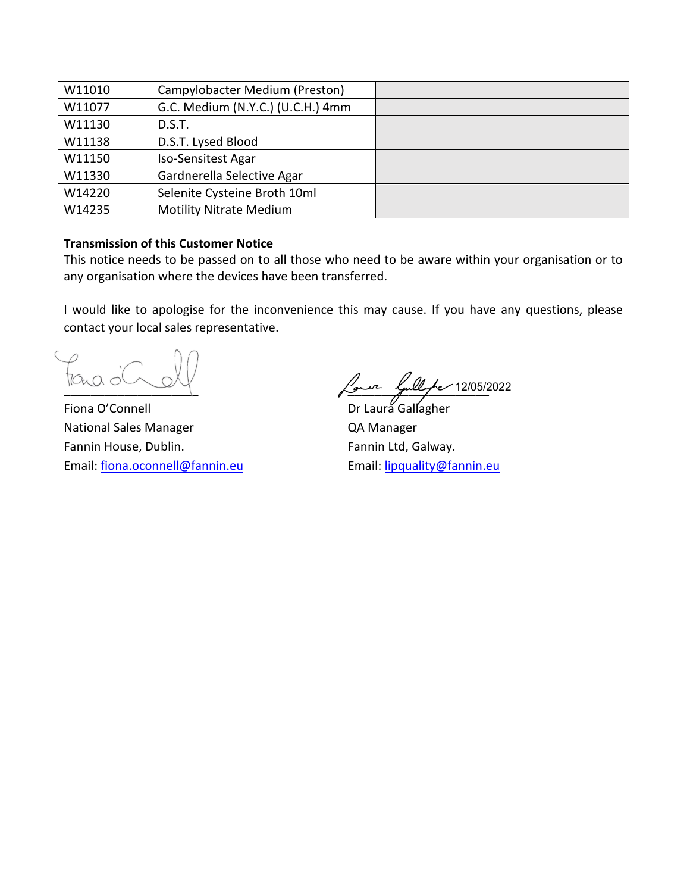| | | |
|---|---|---|
| W11010 | Campylobacter Medium (Preston) | |
| W11077 | G.C. Medium (N.Y.C.) (U.C.H.) 4mm | |
| W11130 | D.S.T. | |
| W11138 | D.S.T. Lysed Blood | |
| W11150 | Iso-Sensitest Agar | |
| W11330 | Gardnerella Selective Agar | |
| W14220 | Selenite Cysteine Broth 10ml | |
| W14235 | Motility Nitrate Medium | |

**Transmission of this Customer Notice**

This notice needs to be passed on to all those who need to be aware within your organisation or to any organisation where the devices have been transferred.

I would like to apologise for the inconvenience this may cause. If you have any questions, please contact your local sales representative.

Fiona O'Connell
National Sales Manager
Fannin House, Dublin.
Email: fiona.oconnell@fannin.eu

12/05/2022

Dr Laura Gallagher
QA Manager
Fannin Ltd, Galway.
Email: lipquality@fannin.eu